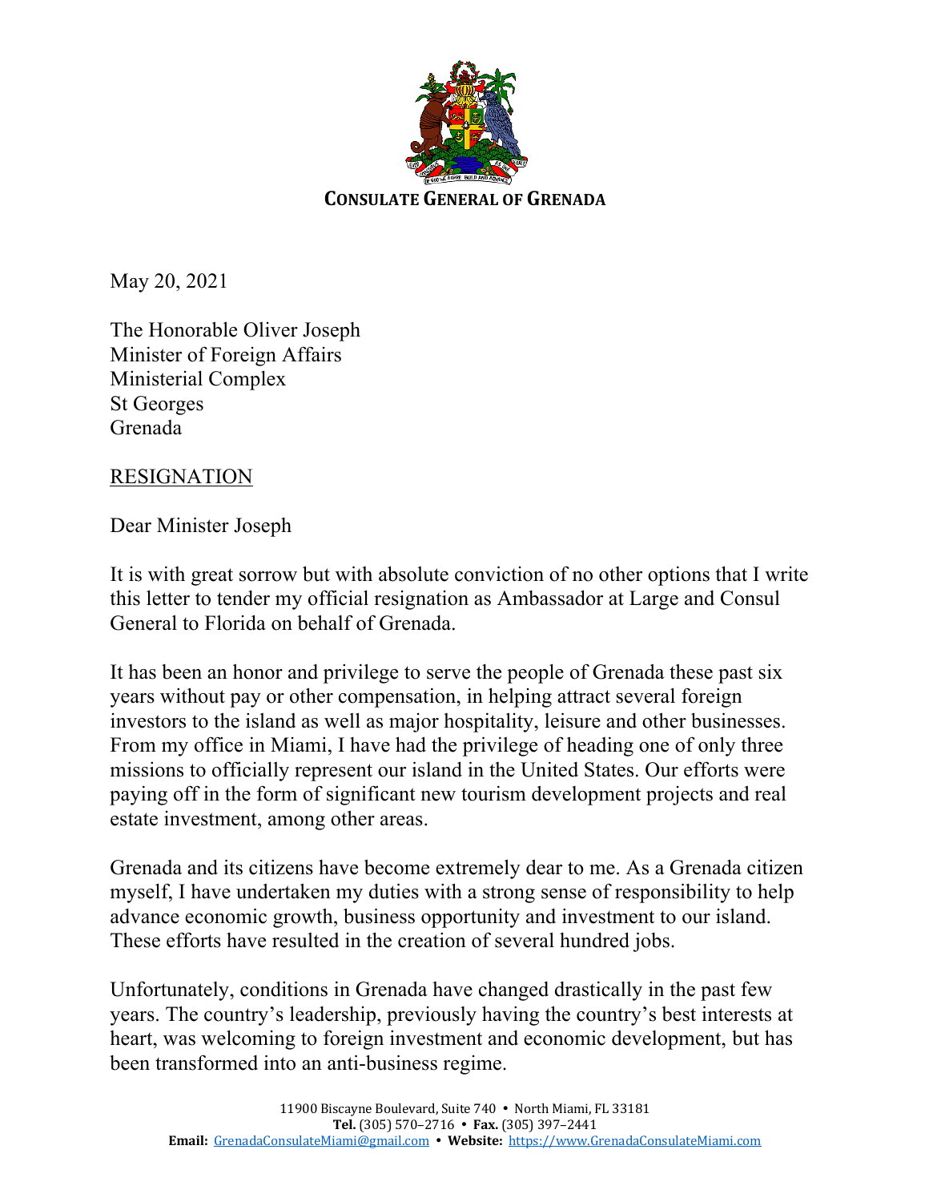**CONSULATE GENERAL OF GRENADA**

May 20, 2021

The Honorable Oliver Joseph
Minister of Foreign Affairs
Ministerial Complex
St Georges
Grenada

RESIGNATION

Dear Minister Joseph

It is with great sorrow but with absolute conviction of no other options that I write this letter to tender my official resignation as Ambassador at Large and Consul General to Florida on behalf of Grenada.

It has been an honor and privilege to serve the people of Grenada these past six years without pay or other compensation, in helping attract several foreign investors to the island as well as major hospitality, leisure and other businesses. From my office in Miami, I have had the privilege of heading one of only three missions to officially represent our island in the United States. Our efforts were paying off in the form of significant new tourism development projects and real estate investment, among other areas.

Grenada and its citizens have become extremely dear to me. As a Grenada citizen myself, I have undertaken my duties with a strong sense of responsibility to help advance economic growth, business opportunity and investment to our island. These efforts have resulted in the creation of several hundred jobs.

Unfortunately, conditions in Grenada have changed drastically in the past few years. The country's leadership, previously having the country's best interests at heart, was welcoming to foreign investment and economic development, but has been transformed into an anti-business regime.

11900 Biscayne Boulevard, Suite 740 • North Miami, FL 33181
**Tel.** (305) 570–2716 • **Fax.** (305) 397–2441
**Email:** GrenadaConsulateMiami@gmail.com • **Website:** https://www.GrenadaConsulateMiami.com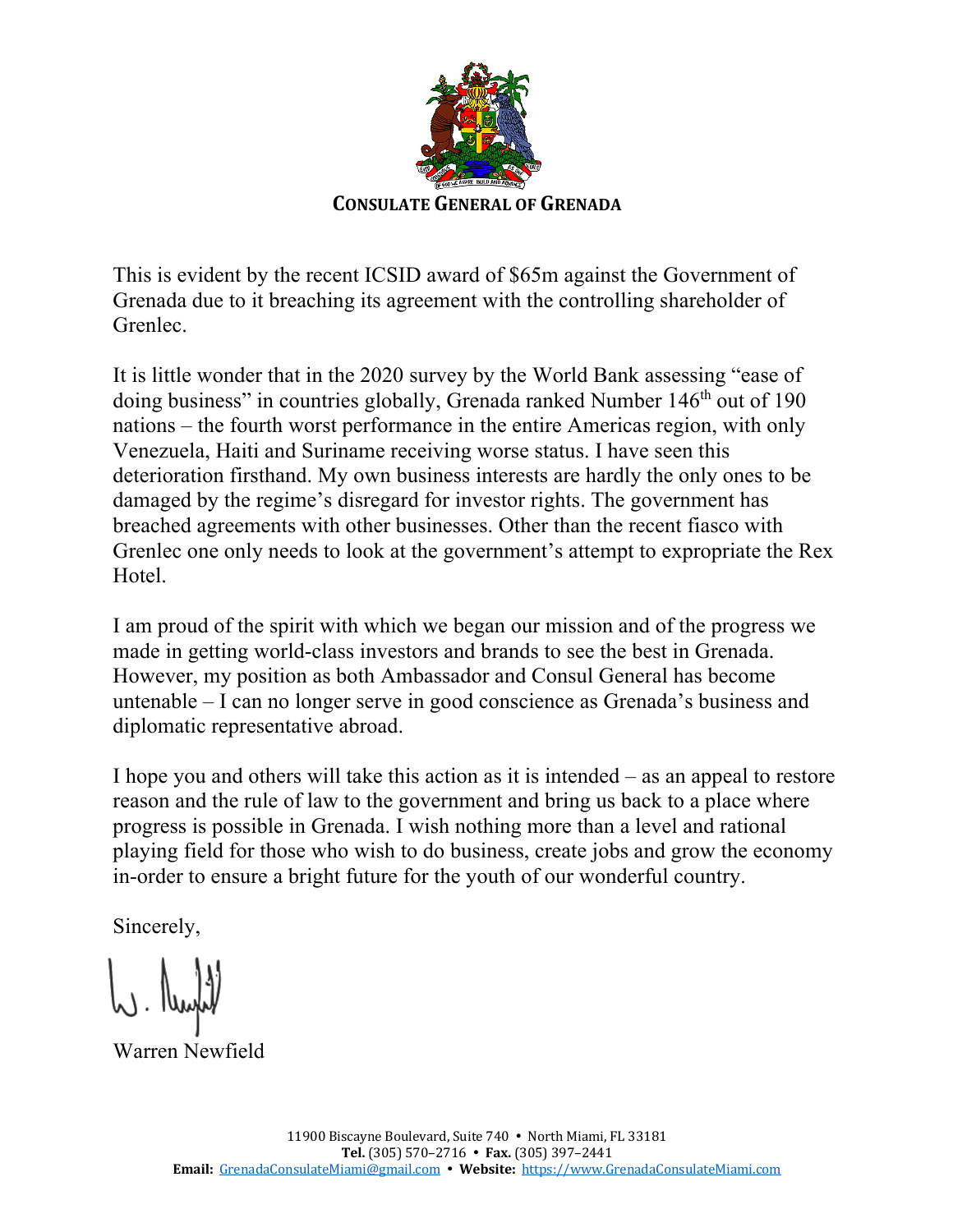**CONSULATE GENERAL OF GRENADA**

This is evident by the recent ICSID award of $65m against the Government of Grenada due to it breaching its agreement with the controlling shareholder of Grenlec.

It is little wonder that in the 2020 survey by the World Bank assessing "ease of doing business" in countries globally, Grenada ranked Number 146th out of 190 nations – the fourth worst performance in the entire Americas region, with only Venezuela, Haiti and Suriname receiving worse status. I have seen this deterioration firsthand. My own business interests are hardly the only ones to be damaged by the regime's disregard for investor rights. The government has breached agreements with other businesses. Other than the recent fiasco with Grenlec one only needs to look at the government's attempt to expropriate the Rex Hotel.

I am proud of the spirit with which we began our mission and of the progress we made in getting world-class investors and brands to see the best in Grenada. However, my position as both Ambassador and Consul General has become untenable – I can no longer serve in good conscience as Grenada's business and diplomatic representative abroad.

I hope you and others will take this action as it is intended – as an appeal to restore reason and the rule of law to the government and bring us back to a place where progress is possible in Grenada. I wish nothing more than a level and rational playing field for those who wish to do business, create jobs and grow the economy in-order to ensure a bright future for the youth of our wonderful country.

Sincerely,

Warren Newfield

11900 Biscayne Boulevard, Suite 740 • North Miami, FL 33181
**Tel.** (305) 570–2716 • **Fax.** (305) 397–2441
**Email:** GrenadaConsulateMiami@gmail.com • **Website:** https://www.GrenadaConsulateMiami.com